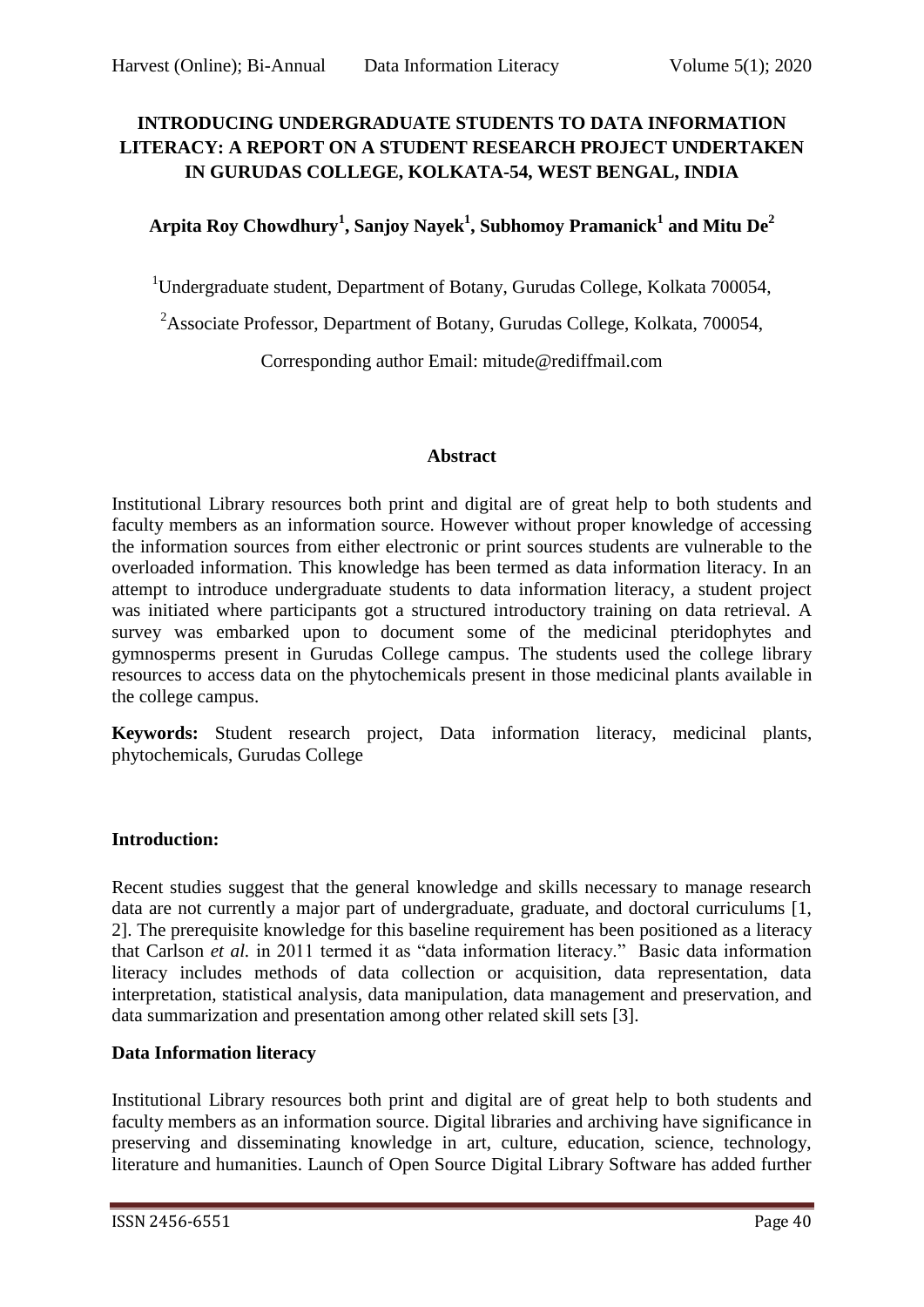# INTRODUCING UNDERGRADUATE STUDENTS TO DATA INFORMATION LITERACY: A REPORT ON A STUDENT RESEARCH PROJECT UNDERTAKEN IN GURUDAS COLLEGE, KOLKATA-54, WEST BENGAL, INDIA

**Arpita Roy Chowdhury[1], Sanjoy Nayek[1], Subhomoy Pramanick[1] and Mitu De[2]**

[1]Undergraduate student, Department of Botany, Gurudas College, Kolkata 700054,

[2]Associate Professor, Department of Botany, Gurudas College, Kolkata, 700054,

Corresponding author Email: mitude@rediffmail.com

## Abstract

Institutional Library resources both print and digital are of great help to both students and faculty members as an information source. However without proper knowledge of accessing the information sources from either electronic or print sources students are vulnerable to the overloaded information. This knowledge has been termed as data information literacy. In an attempt to introduce undergraduate students to data information literacy, a student project was initiated where participants got a structured introductory training on data retrieval. A survey was embarked upon to document some of the medicinal pteridophytes and gymnosperms present in Gurudas College campus. The students used the college library resources to access data on the phytochemicals present in those medicinal plants available in the college campus.

**Keywords:** Student research project, Data information literacy, medicinal plants, phytochemicals, Gurudas College

## Introduction:

Recent studies suggest that the general knowledge and skills necessary to manage research data are not currently a major part of undergraduate, graduate, and doctoral curriculums [1, 2]. The prerequisite knowledge for this baseline requirement has been positioned as a literacy that Carlson *et al.* in 2011 termed it as "data information literacy." Basic data information literacy includes methods of data collection or acquisition, data representation, data interpretation, statistical analysis, data manipulation, data management and preservation, and data summarization and presentation among other related skill sets [3].

### Data Information literacy

Institutional Library resources both print and digital are of great help to both students and faculty members as an information source. Digital libraries and archiving have significance in preserving and disseminating knowledge in art, culture, education, science, technology, literature and humanities. Launch of Open Source Digital Library Software has added further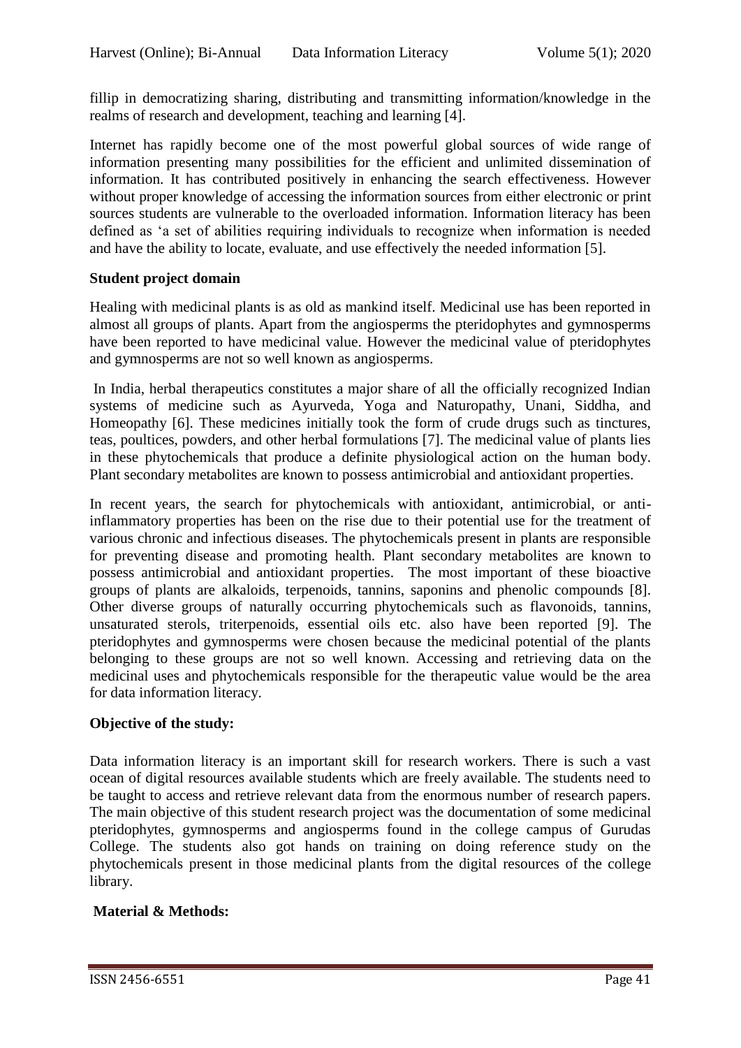fillip in democratizing sharing, distributing and transmitting information/knowledge in the realms of research and development, teaching and learning [4].

Internet has rapidly become one of the most powerful global sources of wide range of information presenting many possibilities for the efficient and unlimited dissemination of information. It has contributed positively in enhancing the search effectiveness. However without proper knowledge of accessing the information sources from either electronic or print sources students are vulnerable to the overloaded information. Information literacy has been defined as 'a set of abilities requiring individuals to recognize when information is needed and have the ability to locate, evaluate, and use effectively the needed information [5].

**Student project domain**

Healing with medicinal plants is as old as mankind itself. Medicinal use has been reported in almost all groups of plants. Apart from the angiosperms the pteridophytes and gymnosperms have been reported to have medicinal value. However the medicinal value of pteridophytes and gymnosperms are not so well known as angiosperms.

In India, herbal therapeutics constitutes a major share of all the officially recognized Indian systems of medicine such as Ayurveda, Yoga and Naturopathy, Unani, Siddha, and Homeopathy [6]. These medicines initially took the form of crude drugs such as tinctures, teas, poultices, powders, and other herbal formulations [7]. The medicinal value of plants lies in these phytochemicals that produce a definite physiological action on the human body. Plant secondary metabolites are known to possess antimicrobial and antioxidant properties.

In recent years, the search for phytochemicals with antioxidant, antimicrobial, or anti-inflammatory properties has been on the rise due to their potential use for the treatment of various chronic and infectious diseases. The phytochemicals present in plants are responsible for preventing disease and promoting health. Plant secondary metabolites are known to possess antimicrobial and antioxidant properties. The most important of these bioactive groups of plants are alkaloids, terpenoids, tannins, saponins and phenolic compounds [8]. Other diverse groups of naturally occurring phytochemicals such as flavonoids, tannins, unsaturated sterols, triterpenoids, essential oils etc. also have been reported [9]. The pteridophytes and gymnosperms were chosen because the medicinal potential of the plants belonging to these groups are not so well known. Accessing and retrieving data on the medicinal uses and phytochemicals responsible for the therapeutic value would be the area for data information literacy.

**Objective of the study:**

Data information literacy is an important skill for research workers. There is such a vast ocean of digital resources available students which are freely available. The students need to be taught to access and retrieve relevant data from the enormous number of research papers. The main objective of this student research project was the documentation of some medicinal pteridophytes, gymnosperms and angiosperms found in the college campus of Gurudas College. The students also got hands on training on doing reference study on the phytochemicals present in those medicinal plants from the digital resources of the college library.

**Material & Methods:**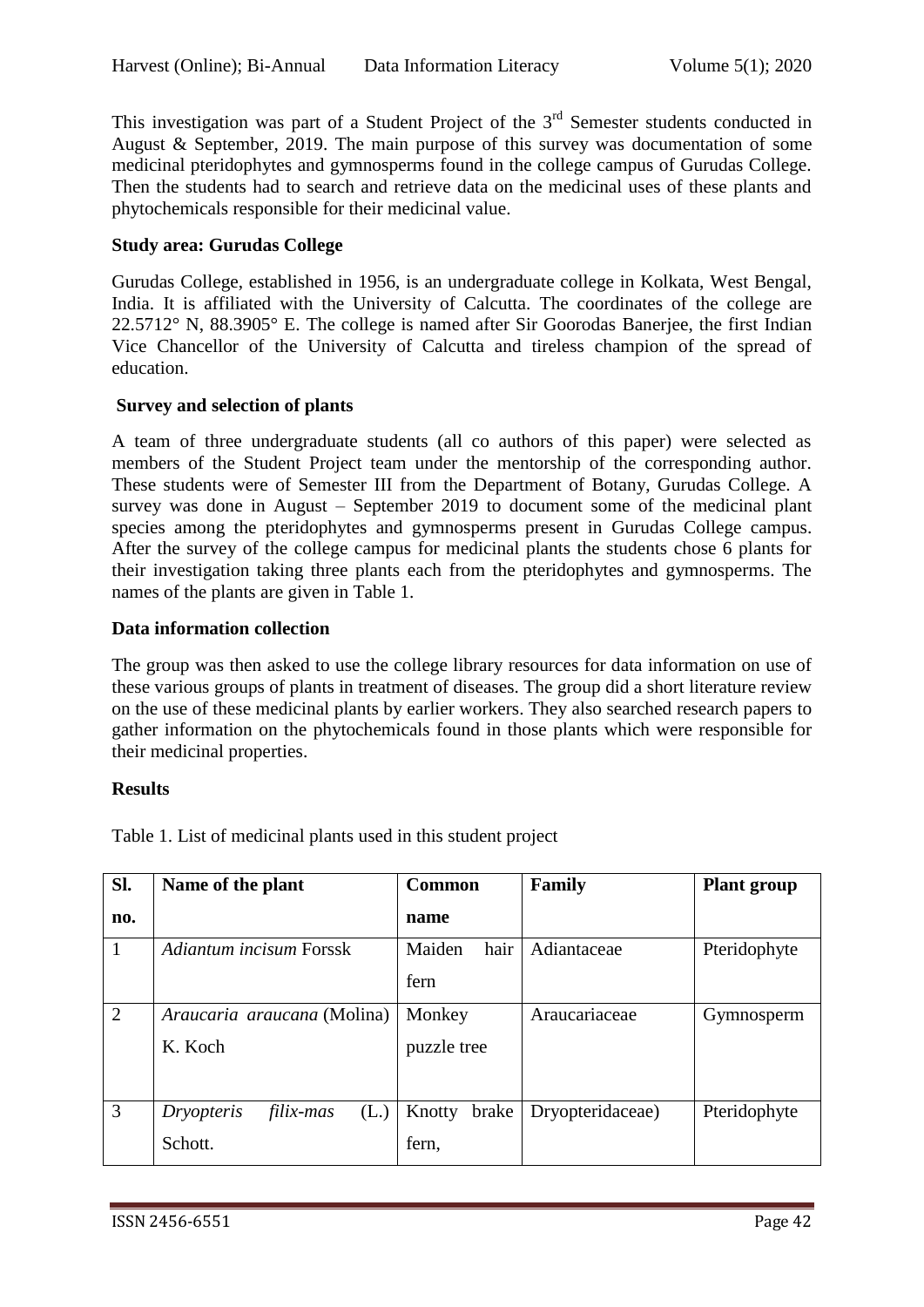This investigation was part of a Student Project of the 3rd Semester students conducted in August & September, 2019. The main purpose of this survey was documentation of some medicinal pteridophytes and gymnosperms found in the college campus of Gurudas College. Then the students had to search and retrieve data on the medicinal uses of these plants and phytochemicals responsible for their medicinal value.

**Study area: Gurudas College**

Gurudas College, established in 1956, is an undergraduate college in Kolkata, West Bengal, India. It is affiliated with the University of Calcutta. The coordinates of the college are 22.5712° N, 88.3905° E. The college is named after Sir Goorodas Banerjee, the first Indian Vice Chancellor of the University of Calcutta and tireless champion of the spread of education.

**Survey and selection of plants**

A team of three undergraduate students (all co authors of this paper) were selected as members of the Student Project team under the mentorship of the corresponding author. These students were of Semester III from the Department of Botany, Gurudas College. A survey was done in August – September 2019 to document some of the medicinal plant species among the pteridophytes and gymnosperms present in Gurudas College campus. After the survey of the college campus for medicinal plants the students chose 6 plants for their investigation taking three plants each from the pteridophytes and gymnosperms. The names of the plants are given in Table 1.

**Data information collection**

The group was then asked to use the college library resources for data information on use of these various groups of plants in treatment of diseases. The group did a short literature review on the use of these medicinal plants by earlier workers. They also searched research papers to gather information on the phytochemicals found in those plants which were responsible for their medicinal properties.

**Results**

Table 1. List of medicinal plants used in this student project

| Sl. no. | Name of the plant | Common name | Family | Plant group |
|---|---|---|---|---|
| 1 | *Adiantum incisum* Forssk | Maiden hair fern | Adiantaceae | Pteridophyte |
| 2 | *Araucaria araucana* (Molina) K. Koch | Monkey puzzle tree | Araucariaceae | Gymnosperm |
| 3 | *Dryopteris filix-mas* (L.) Schott. | Knotty brake fern, | Dryopteridaceae) | Pteridophyte |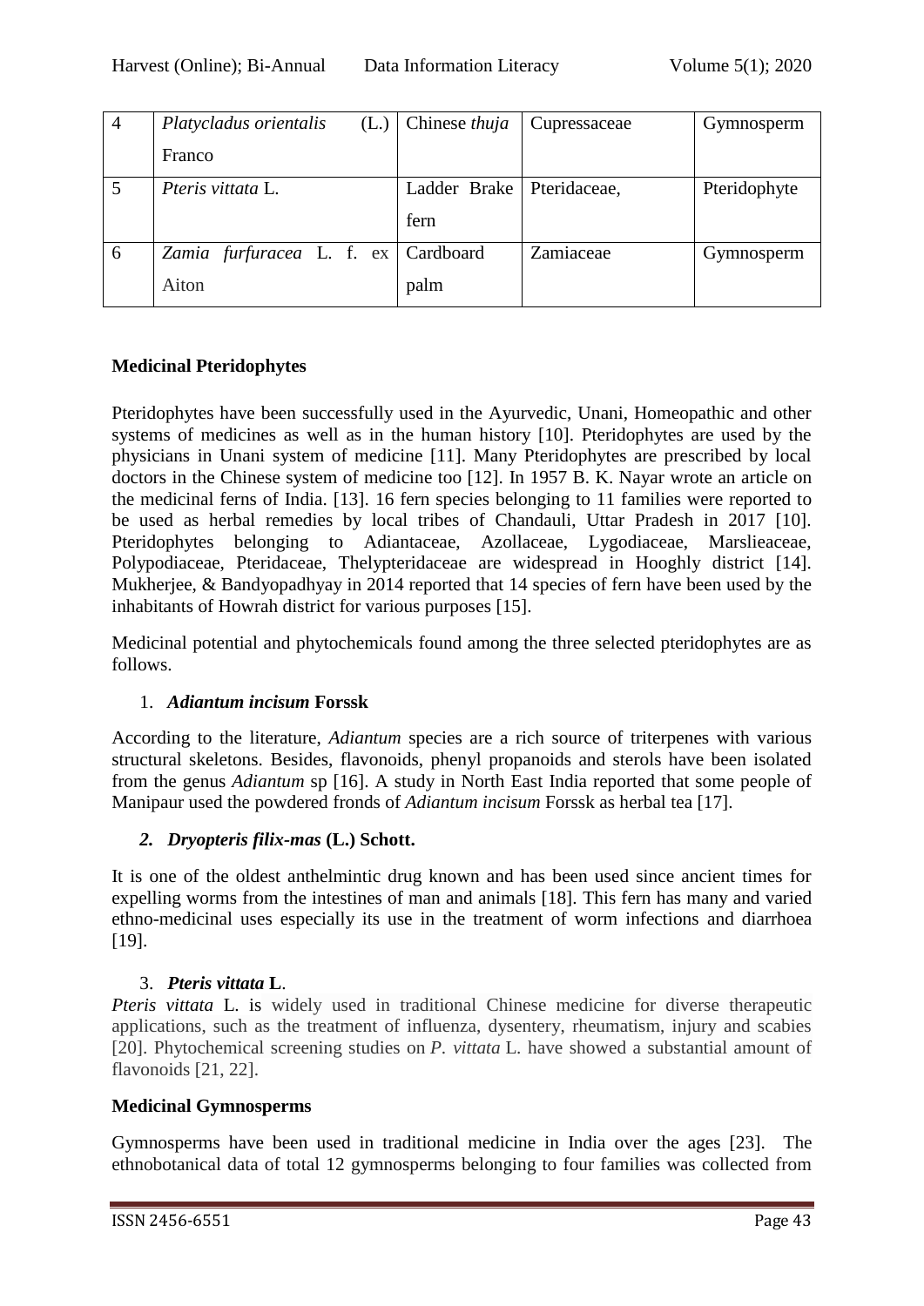| 4 | *Platycladus orientalis* (L.) Franco | Chinese *thuja* | Cupressaceae | Gymnosperm |
|---|---|---|---|---|
| 5 | *Pteris vittata* L. | Ladder Brake fern | Pteridaceae, | Pteridophyte |
| 6 | *Zamia furfuracea* L. f. ex Aiton | Cardboard palm | Zamiaceae | Gymnosperm |

**Medicinal Pteridophytes**

Pteridophytes have been successfully used in the Ayurvedic, Unani, Homeopathic and other systems of medicines as well as in the human history [10]. Pteridophytes are used by the physicians in Unani system of medicine [11]. Many Pteridophytes are prescribed by local doctors in the Chinese system of medicine too [12]. In 1957 B. K. Nayar wrote an article on the medicinal ferns of India. [13]. 16 fern species belonging to 11 families were reported to be used as herbal remedies by local tribes of Chandauli, Uttar Pradesh in 2017 [10]. Pteridophytes belonging to Adiantaceae, Azollaceae, Lygodiaceae, Marslieaceae, Polypodiaceae, Pteridaceae, Thelypteridaceae are widespread in Hooghly district [14]. Mukherjee, & Bandyopadhyay in 2014 reported that 14 species of fern have been used by the inhabitants of Howrah district for various purposes [15].

Medicinal potential and phytochemicals found among the three selected pteridophytes are as follows.

1. ***Adiantum incisum* Forssk**

According to the literature, *Adiantum* species are a rich source of triterpenes with various structural skeletons. Besides, flavonoids, phenyl propanoids and sterols have been isolated from the genus *Adiantum* sp [16]. A study in North East India reported that some people of Manipaur used the powdered fronds of *Adiantum incisum* Forssk as herbal tea [17].

2. ***Dryopteris filix-mas* (L.) Schott.**

It is one of the oldest anthelmintic drug known and has been used since ancient times for expelling worms from the intestines of man and animals [18]. This fern has many and varied ethno-medicinal uses especially its use in the treatment of worm infections and diarrhoea [19].

3. ***Pteris vittata* L.**

*Pteris vittata* L. is widely used in traditional Chinese medicine for diverse therapeutic applications, such as the treatment of influenza, dysentery, rheumatism, injury and scabies [20]. Phytochemical screening studies on *P. vittata* L. have showed a substantial amount of flavonoids [21, 22].

**Medicinal Gymnosperms**

Gymnosperms have been used in traditional medicine in India over the ages [23]. The ethnobotanical data of total 12 gymnosperms belonging to four families was collected from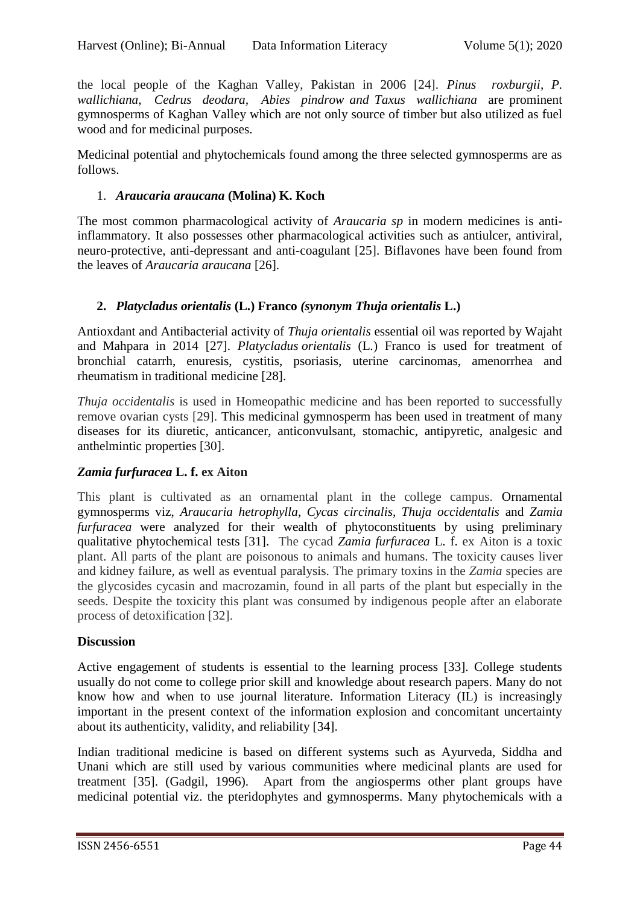the local people of the Kaghan Valley, Pakistan in 2006 [24]. *Pinus roxburgii, P. wallichiana, Cedrus deodara, Abies pindrow and Taxus wallichiana* are prominent gymnosperms of Kaghan Valley which are not only source of timber but also utilized as fuel wood and for medicinal purposes.

Medicinal potential and phytochemicals found among the three selected gymnosperms are as follows.

1. ***Araucaria araucana* (Molina) K. Koch**

The most common pharmacological activity of *Araucaria sp* in modern medicines is anti-inflammatory. It also possesses other pharmacological activities such as antiulcer, antiviral, neuro-protective, anti-depressant and anti-coagulant [25]. Biflavones have been found from the leaves of *Araucaria araucana* [26].

2. ***Platycladus orientalis* (L.) Franco *(synonym Thuja orientalis* L.)**

Antioxdant and Antibacterial activity of *Thuja orientalis* essential oil was reported by Wajaht and Mahpara in 2014 [27]. *Platycladus orientalis* (L.) Franco is used for treatment of bronchial catarrh, enuresis, cystitis, psoriasis, uterine carcinomas, amenorrhea and rheumatism in traditional medicine [28].

*Thuja occidentalis* is used in Homeopathic medicine and has been reported to successfully remove ovarian cysts [29]. This medicinal gymnosperm has been used in treatment of many diseases for its diuretic, anticancer, anticonvulsant, stomachic, antipyretic, analgesic and anthelmintic properties [30].

***Zamia furfuracea* L. f. ex Aiton**

This plant is cultivated as an ornamental plant in the college campus. Ornamental gymnosperms viz, *Araucaria hetrophylla, Cycas circinalis, Thuja occidentalis* and *Zamia furfuracea* were analyzed for their wealth of phytoconstituents by using preliminary qualitative phytochemical tests [31]. The cycad *Zamia furfuracea* L. f. ex Aiton is a toxic plant. All parts of the plant are poisonous to animals and humans. The toxicity causes liver and kidney failure, as well as eventual paralysis. The primary toxins in the *Zamia* species are the glycosides cycasin and macrozamin, found in all parts of the plant but especially in the seeds. Despite the toxicity this plant was consumed by indigenous people after an elaborate process of detoxification [32].

**Discussion**

Active engagement of students is essential to the learning process [33]. College students usually do not come to college prior skill and knowledge about research papers. Many do not know how and when to use journal literature. Information Literacy (IL) is increasingly important in the present context of the information explosion and concomitant uncertainty about its authenticity, validity, and reliability [34].

Indian traditional medicine is based on different systems such as Ayurveda, Siddha and Unani which are still used by various communities where medicinal plants are used for treatment [35]. (Gadgil, 1996). Apart from the angiosperms other plant groups have medicinal potential viz. the pteridophytes and gymnosperms. Many phytochemicals with a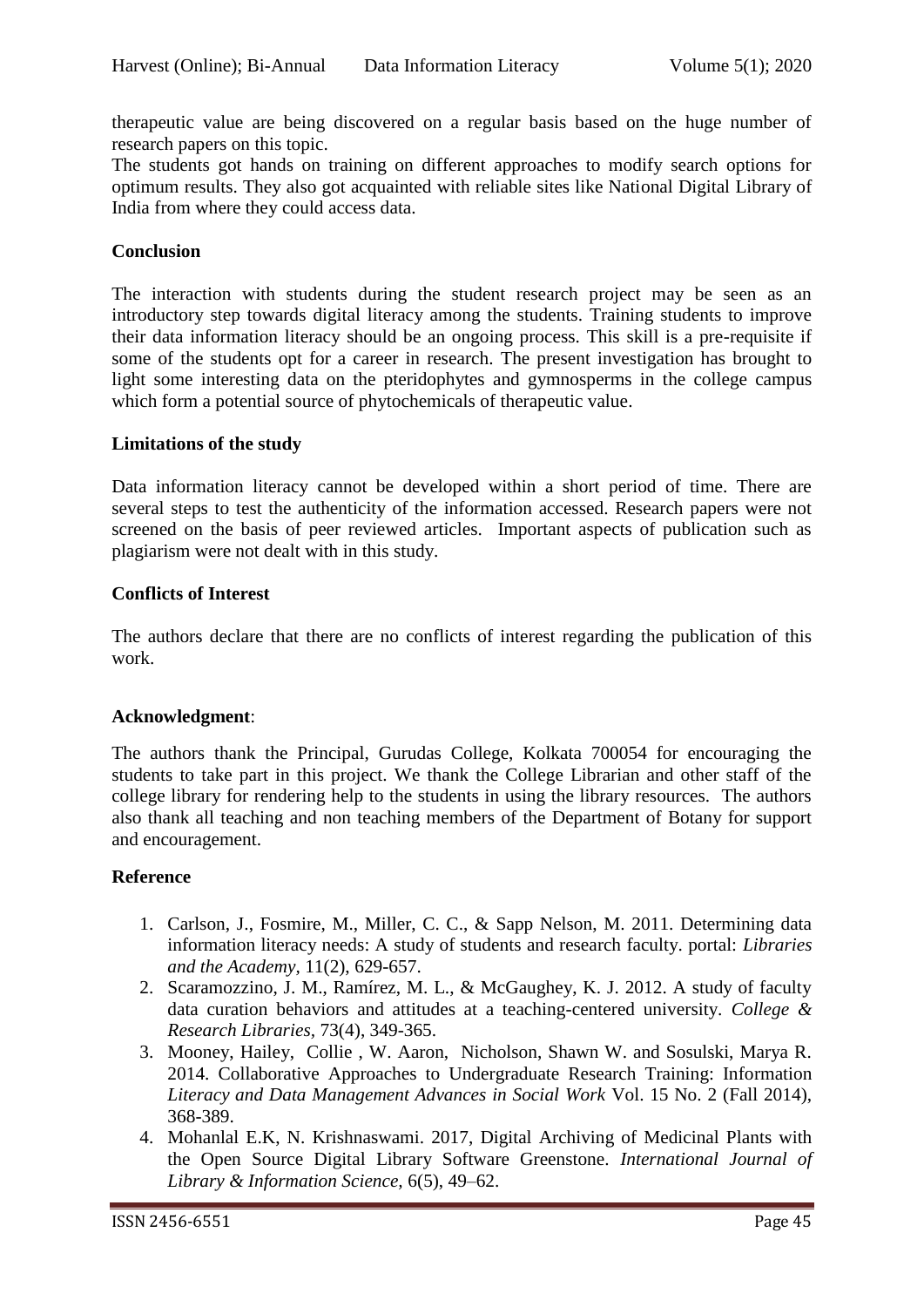therapeutic value are being discovered on a regular basis based on the huge number of research papers on this topic.

The students got hands on training on different approaches to modify search options for optimum results. They also got acquainted with reliable sites like National Digital Library of India from where they could access data.

**Conclusion**

The interaction with students during the student research project may be seen as an introductory step towards digital literacy among the students. Training students to improve their data information literacy should be an ongoing process. This skill is a pre-requisite if some of the students opt for a career in research. The present investigation has brought to light some interesting data on the pteridophytes and gymnosperms in the college campus which form a potential source of phytochemicals of therapeutic value.

**Limitations of the study**

Data information literacy cannot be developed within a short period of time. There are several steps to test the authenticity of the information accessed. Research papers were not screened on the basis of peer reviewed articles. Important aspects of publication such as plagiarism were not dealt with in this study.

**Conflicts of Interest**

The authors declare that there are no conflicts of interest regarding the publication of this work.

**Acknowledgment**:

The authors thank the Principal, Gurudas College, Kolkata 700054 for encouraging the students to take part in this project. We thank the College Librarian and other staff of the college library for rendering help to the students in using the library resources. The authors also thank all teaching and non teaching members of the Department of Botany for support and encouragement.

**Reference**

1. Carlson, J., Fosmire, M., Miller, C. C., & Sapp Nelson, M. 2011. Determining data information literacy needs: A study of students and research faculty. portal: *Libraries and the Academy*, 11(2), 629-657.
2. Scaramozzino, J. M., Ramírez, M. L., & McGaughey, K. J. 2012. A study of faculty data curation behaviors and attitudes at a teaching-centered university. *College & Research Libraries*, 73(4), 349-365.
3. Mooney, Hailey, Collie , W. Aaron, Nicholson, Shawn W. and Sosulski, Marya R. 2014. Collaborative Approaches to Undergraduate Research Training: Information *Literacy and Data Management Advances in Social Work* Vol. 15 No. 2 (Fall 2014), 368-389.
4. Mohanlal E.K, N. Krishnaswami. 2017, Digital Archiving of Medicinal Plants with the Open Source Digital Library Software Greenstone. *International Journal of Library & Information Science*, 6(5), 49–62.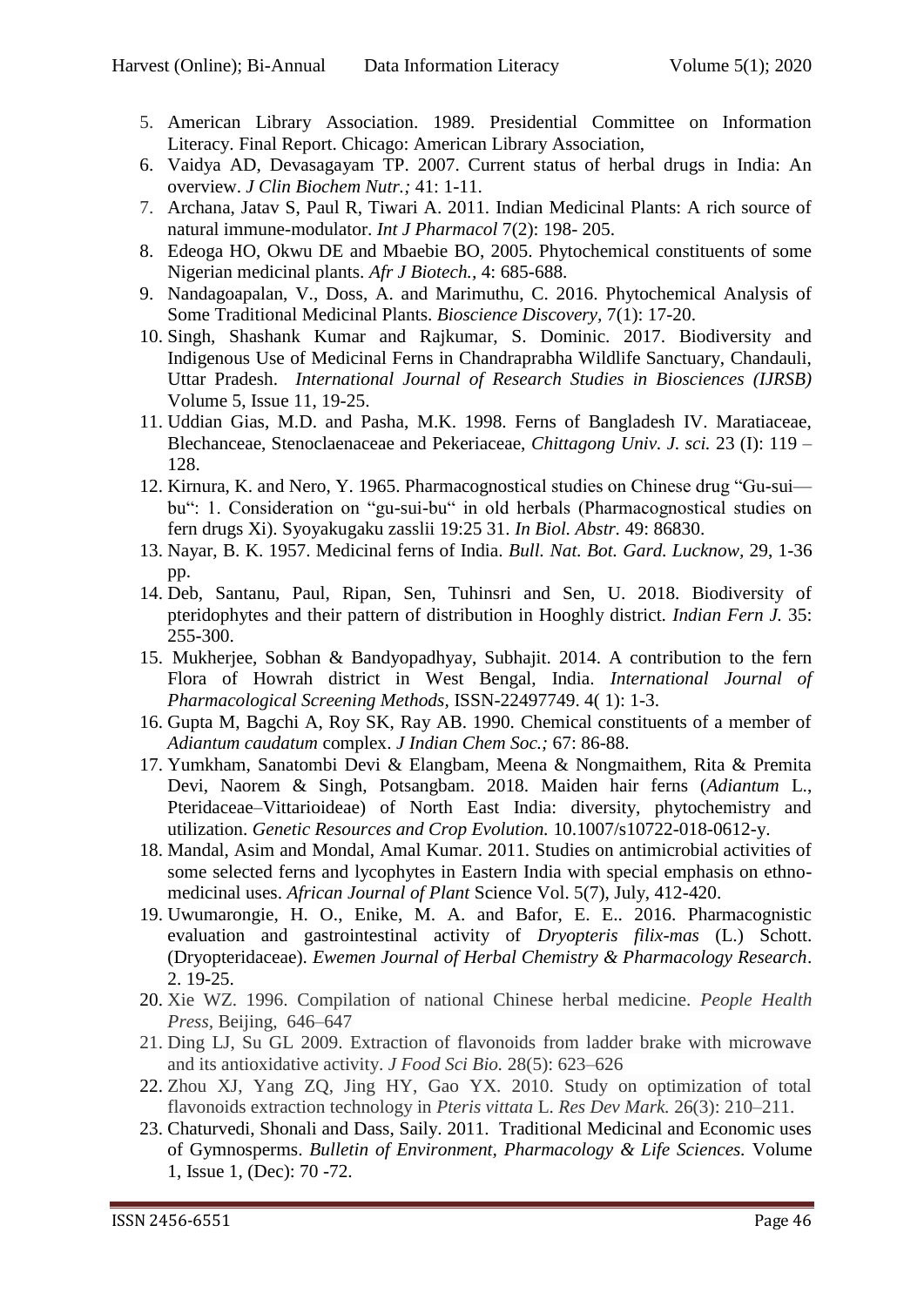5. American Library Association. 1989. Presidential Committee on Information Literacy. Final Report. Chicago: American Library Association,
6. Vaidya AD, Devasagayam TP. 2007. Current status of herbal drugs in India: An overview. *J Clin Biochem Nutr.;* 41: 1-11.
7. Archana, Jatav S, Paul R, Tiwari A. 2011. Indian Medicinal Plants: A rich source of natural immune-modulator. *Int J Pharmacol* 7(2): 198- 205.
8. Edeoga HO, Okwu DE and Mbaebie BO, 2005. Phytochemical constituents of some Nigerian medicinal plants. *Afr J Biotech.*, 4: 685-688.
9. Nandagoapalan, V., Doss, A. and Marimuthu, C. 2016. Phytochemical Analysis of Some Traditional Medicinal Plants. *Bioscience Discovery*, 7(1): 17-20.
10. Singh, Shashank Kumar and Rajkumar, S. Dominic. 2017. Biodiversity and Indigenous Use of Medicinal Ferns in Chandraprabha Wildlife Sanctuary, Chandauli, Uttar Pradesh. *International Journal of Research Studies in Biosciences (IJRSB)* Volume 5, Issue 11, 19-25.
11. Uddian Gias, M.D. and Pasha, M.K. 1998. Ferns of Bangladesh IV. Maratiaceae, Blechanceae, Stenoclaenaceae and Pekeriaceae, *Chittagong Univ. J. sci.* 23 (I): 119 – 128.
12. Kirnura, K. and Nero, Y. 1965. Pharmacognostical studies on Chinese drug "Gu-sui—bu": 1. Consideration on "gu-sui-bu" in old herbals (Pharmacognostical studies on fern drugs Xi). Syoyakugaku zasslii 19:25 31. *In Biol. Abstr.* 49: 86830.
13. Nayar, B. K. 1957. Medicinal ferns of India. *Bull. Nat. Bot. Gard. Lucknow*, 29, 1-36 pp.
14. Deb, Santanu, Paul, Ripan, Sen, Tuhinsri and Sen, U. 2018. Biodiversity of pteridophytes and their pattern of distribution in Hooghly district. *Indian Fern J.* 35: 255-300.
15. Mukherjee, Sobhan & Bandyopadhyay, Subhajit. 2014. A contribution to the fern Flora of Howrah district in West Bengal, India. *International Journal of Pharmacological Screening Methods,* ISSN-22497749. 4( 1): 1-3.
16. Gupta M, Bagchi A, Roy SK, Ray AB. 1990. Chemical constituents of a member of *Adiantum caudatum* complex. *J Indian Chem Soc.;* 67: 86-88.
17. Yumkham, Sanatombi Devi & Elangbam, Meena & Nongmaithem, Rita & Premita Devi, Naorem & Singh, Potsangbam. 2018. Maiden hair ferns (*Adiantum* L., Pteridaceae–Vittarioideae) of North East India: diversity, phytochemistry and utilization. *Genetic Resources and Crop Evolution.* 10.1007/s10722-018-0612-y.
18. Mandal, Asim and Mondal, Amal Kumar. 2011. Studies on antimicrobial activities of some selected ferns and lycophytes in Eastern India with special emphasis on ethno-medicinal uses. *African Journal of Plant* Science Vol. 5(7), July, 412-420.
19. Uwumarongie, H. O., Enike, M. A. and Bafor, E. E.. 2016. Pharmacognistic evaluation and gastrointestinal activity of *Dryopteris filix-mas* (L.) Schott. (Dryopteridaceae). *Ewemen Journal of Herbal Chemistry & Pharmacology Research*. 2. 19-25.
20. Xie WZ. 1996. Compilation of national Chinese herbal medicine. *People Health Press*, Beijing, 646–647
21. Ding LJ, Su GL 2009. Extraction of flavonoids from ladder brake with microwave and its antioxidative activity. *J Food Sci Bio.* 28(5): 623–626
22. Zhou XJ, Yang ZQ, Jing HY, Gao YX. 2010. Study on optimization of total flavonoids extraction technology in *Pteris vittata* L. *Res Dev Mark.* 26(3): 210–211.
23. Chaturvedi, Shonali and Dass, Saily. 2011. Traditional Medicinal and Economic uses of Gymnosperms. *Bulletin of Environment, Pharmacology & Life Sciences.* Volume 1, Issue 1, (Dec): 70 -72.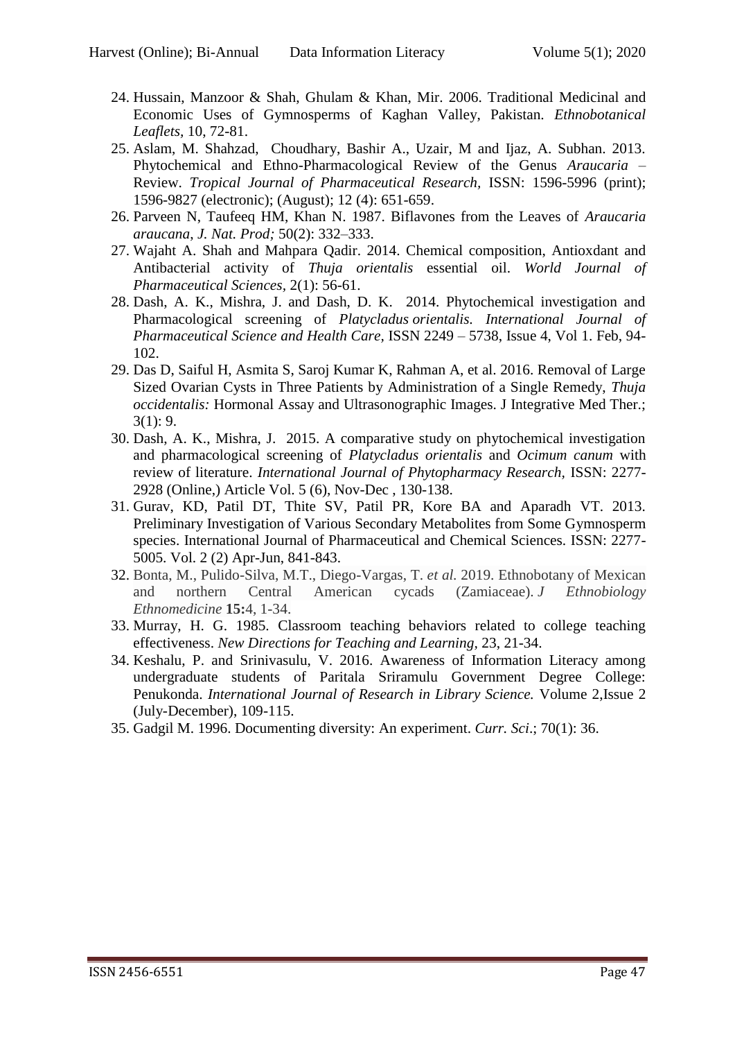24. Hussain, Manzoor & Shah, Ghulam & Khan, Mir. 2006. Traditional Medicinal and Economic Uses of Gymnosperms of Kaghan Valley, Pakistan. *Ethnobotanical Leaflets,* 10, 72-81.
25. Aslam, M. Shahzad, Choudhary, Bashir A., Uzair, M and Ijaz, A. Subhan. 2013. Phytochemical and Ethno-Pharmacological Review of the Genus *Araucaria* – Review. *Tropical Journal of Pharmaceutical Research,* ISSN: 1596-5996 (print); 1596-9827 (electronic); (August); 12 (4): 651-659.
26. Parveen N, Taufeeq HM, Khan N. 1987. Biflavones from the Leaves of *Araucaria araucana*, *J. Nat. Prod;* 50(2): 332–333.
27. Wajaht A. Shah and Mahpara Qadir. 2014. Chemical composition, Antioxdant and Antibacterial activity of *Thuja orientalis* essential oil. *World Journal of Pharmaceutical Sciences*, 2(1): 56-61.
28. Dash, A. K., Mishra, J. and Dash, D. K. 2014. Phytochemical investigation and Pharmacological screening of *Platycladus orientalis. International Journal of Pharmaceutical Science and Health Care,* ISSN 2249 – 5738, Issue 4, Vol 1. Feb, 94-102.
29. Das D, Saiful H, Asmita S, Saroj Kumar K, Rahman A, et al. 2016. Removal of Large Sized Ovarian Cysts in Three Patients by Administration of a Single Remedy, *Thuja occidentalis:* Hormonal Assay and Ultrasonographic Images. J Integrative Med Ther.; 3(1): 9.
30. Dash, A. K., Mishra, J. 2015. A comparative study on phytochemical investigation and pharmacological screening of *Platycladus orientalis* and *Ocimum canum* with review of literature. *International Journal of Phytopharmacy Research,* ISSN: 2277-2928 (Online,) Article Vol. 5 (6), Nov-Dec , 130-138.
31. Gurav, KD, Patil DT, Thite SV, Patil PR, Kore BA and Aparadh VT. 2013. Preliminary Investigation of Various Secondary Metabolites from Some Gymnosperm species. International Journal of Pharmaceutical and Chemical Sciences. ISSN: 2277-5005. Vol. 2 (2) Apr-Jun, 841-843.
32. Bonta, M., Pulido-Silva, M.T., Diego-Vargas, T. *et al.* 2019. Ethnobotany of Mexican and northern Central American cycads (Zamiaceae). *J Ethnobiology Ethnomedicine* **15:**4, 1-34.
33. Murray, H. G. 1985. Classroom teaching behaviors related to college teaching effectiveness. *New Directions for Teaching and Learning,* 23, 21-34.
34. Keshalu, P. and Srinivasulu, V. 2016. Awareness of Information Literacy among undergraduate students of Paritala Sriramulu Government Degree College: Penukonda. *International Journal of Research in Library Science.* Volume 2,Issue 2 (July-December), 109-115.
35. Gadgil M. 1996. Documenting diversity: An experiment. *Curr. Sci*.; 70(1): 36.